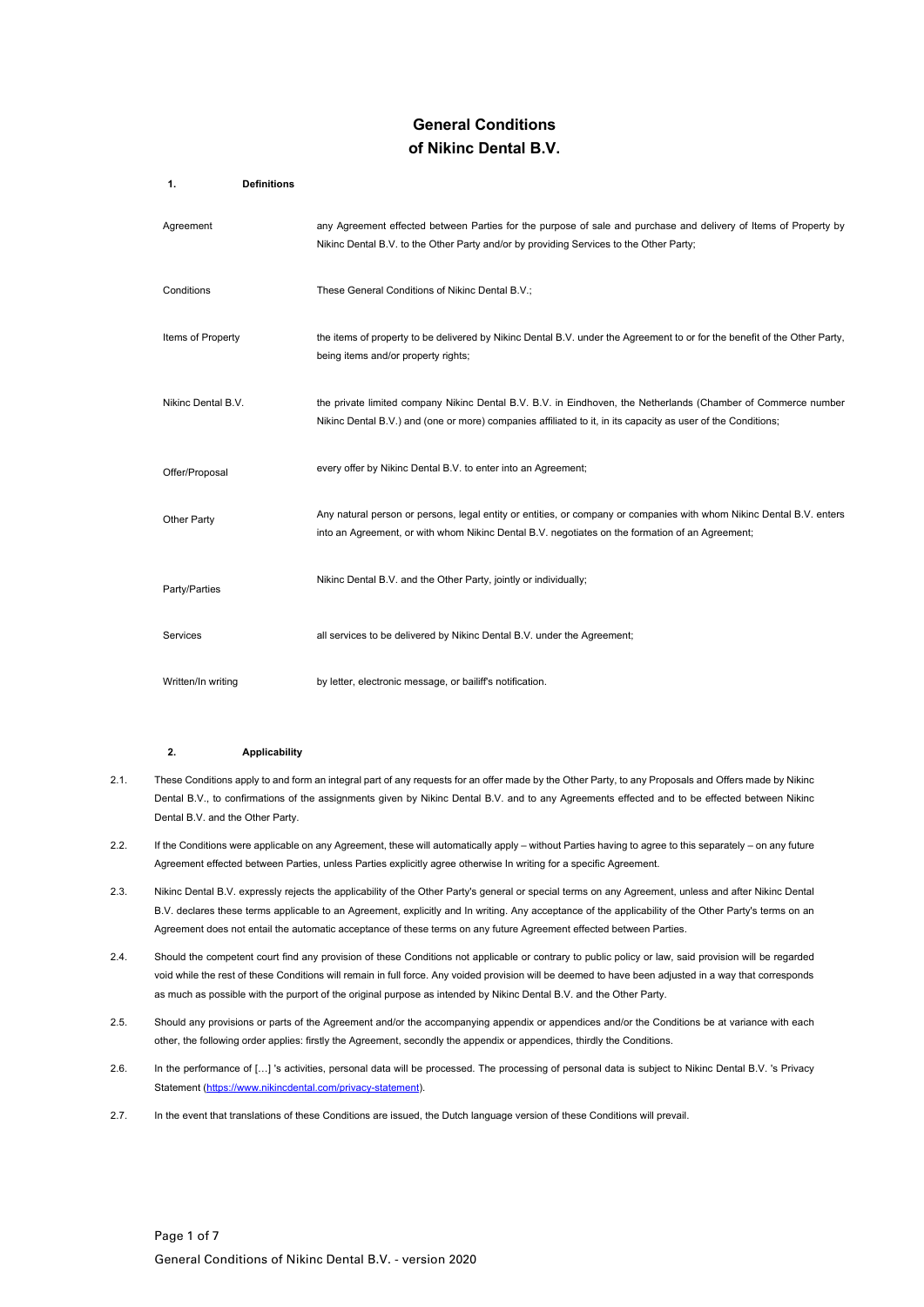# General Conditions of Nikinc Dental B.V.

## 1. Definitions

| | |
|---|---|
| Agreement | any Agreement effected between Parties for the purpose of sale and purchase and delivery of Items of Property by Nikinc Dental B.V. to the Other Party and/or by providing Services to the Other Party; |
| Conditions | These General Conditions of Nikinc Dental B.V.; |
| Items of Property | the items of property to be delivered by Nikinc Dental B.V. under the Agreement to or for the benefit of the Other Party, being items and/or property rights; |
| Nikinc Dental B.V. | the private limited company Nikinc Dental B.V. B.V. in Eindhoven, the Netherlands (Chamber of Commerce number Nikinc Dental B.V.) and (one or more) companies affiliated to it, in its capacity as user of the Conditions; |
| Offer/Proposal | every offer by Nikinc Dental B.V. to enter into an Agreement; |
| Other Party | Any natural person or persons, legal entity or entities, or company or companies with whom Nikinc Dental B.V. enters into an Agreement, or with whom Nikinc Dental B.V. negotiates on the formation of an Agreement; |
| Party/Parties | Nikinc Dental B.V. and the Other Party, jointly or individually; |
| Services | all services to be delivered by Nikinc Dental B.V. under the Agreement; |
| Written/In writing | by letter, electronic message, or bailiff's notification. |

## 2. Applicability

2.1. These Conditions apply to and form an integral part of any requests for an offer made by the Other Party, to any Proposals and Offers made by Nikinc Dental B.V., to confirmations of the assignments given by Nikinc Dental B.V. and to any Agreements effected and to be effected between Nikinc Dental B.V. and the Other Party.

2.2. If the Conditions were applicable on any Agreement, these will automatically apply – without Parties having to agree to this separately – on any future Agreement effected between Parties, unless Parties explicitly agree otherwise In writing for a specific Agreement.

2.3. Nikinc Dental B.V. expressly rejects the applicability of the Other Party's general or special terms on any Agreement, unless and after Nikinc Dental B.V. declares these terms applicable to an Agreement, explicitly and In writing. Any acceptance of the applicability of the Other Party's terms on an Agreement does not entail the automatic acceptance of these terms on any future Agreement effected between Parties.

2.4. Should the competent court find any provision of these Conditions not applicable or contrary to public policy or law, said provision will be regarded void while the rest of these Conditions will remain in full force. Any voided provision will be deemed to have been adjusted in a way that corresponds as much as possible with the purport of the original purpose as intended by Nikinc Dental B.V. and the Other Party.

2.5. Should any provisions or parts of the Agreement and/or the accompanying appendix or appendices and/or the Conditions be at variance with each other, the following order applies: firstly the Agreement, secondly the appendix or appendices, thirdly the Conditions.

2.6. In the performance of […] 's activities, personal data will be processed. The processing of personal data is subject to Nikinc Dental B.V. 's Privacy Statement (https://www.nikincdental.com/privacy-statement).

2.7. In the event that translations of these Conditions are issued, the Dutch language version of these Conditions will prevail.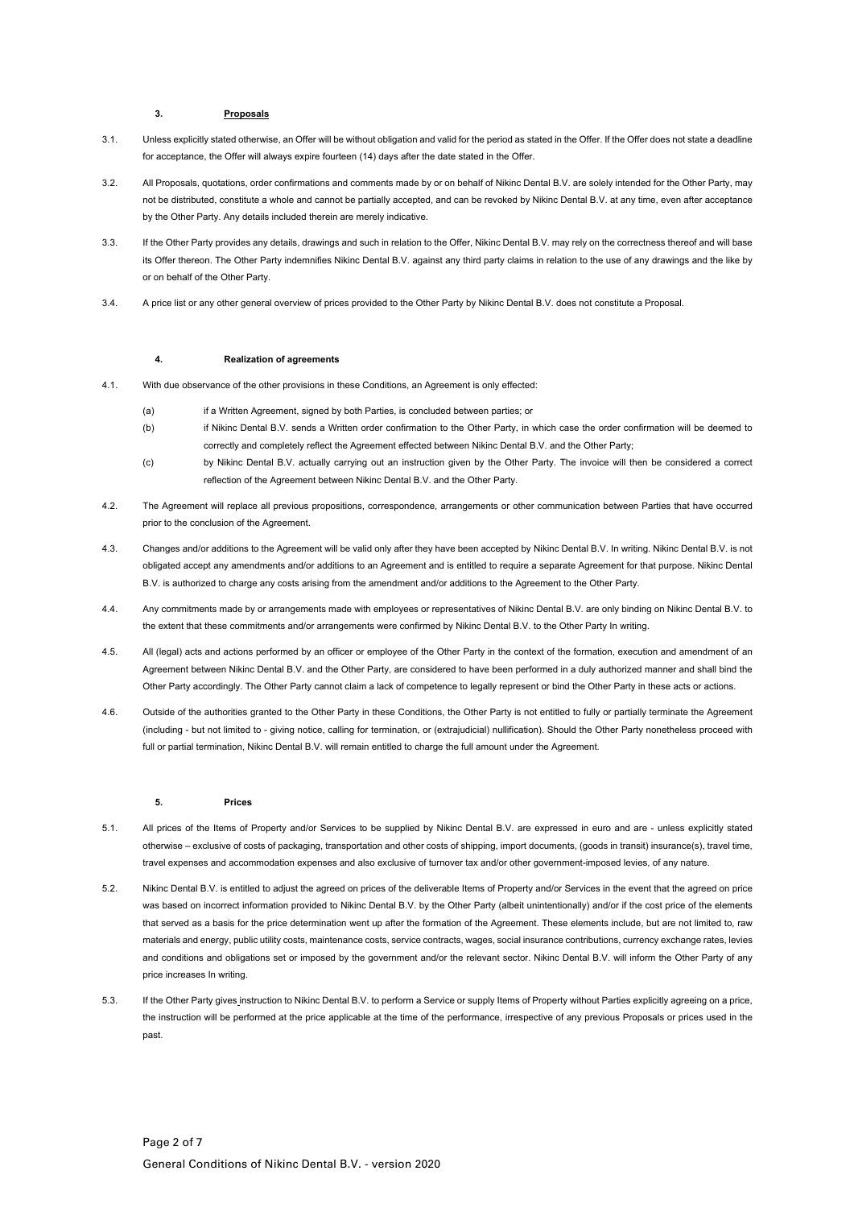### 3. Proposals

3.1. Unless explicitly stated otherwise, an Offer will be without obligation and valid for the period as stated in the Offer. If the Offer does not state a deadline for acceptance, the Offer will always expire fourteen (14) days after the date stated in the Offer.

3.2. All Proposals, quotations, order confirmations and comments made by or on behalf of Nikinc Dental B.V. are solely intended for the Other Party, may not be distributed, constitute a whole and cannot be partially accepted, and can be revoked by Nikinc Dental B.V. at any time, even after acceptance by the Other Party. Any details included therein are merely indicative.

3.3. If the Other Party provides any details, drawings and such in relation to the Offer, Nikinc Dental B.V. may rely on the correctness thereof and will base its Offer thereon. The Other Party indemnifies Nikinc Dental B.V. against any third party claims in relation to the use of any drawings and the like by or on behalf of the Other Party.

3.4. A price list or any other general overview of prices provided to the Other Party by Nikinc Dental B.V. does not constitute a Proposal.

### 4. Realization of agreements

4.1. With due observance of the other provisions in these Conditions, an Agreement is only effected:

(a) if a Written Agreement, signed by both Parties, is concluded between parties; or

(b) if Nikinc Dental B.V. sends a Written order confirmation to the Other Party, in which case the order confirmation will be deemed to correctly and completely reflect the Agreement effected between Nikinc Dental B.V. and the Other Party;

(c) by Nikinc Dental B.V. actually carrying out an instruction given by the Other Party. The invoice will then be considered a correct reflection of the Agreement between Nikinc Dental B.V. and the Other Party.

4.2. The Agreement will replace all previous propositions, correspondence, arrangements or other communication between Parties that have occurred prior to the conclusion of the Agreement.

4.3. Changes and/or additions to the Agreement will be valid only after they have been accepted by Nikinc Dental B.V. In writing. Nikinc Dental B.V. is not obligated accept any amendments and/or additions to an Agreement and is entitled to require a separate Agreement for that purpose. Nikinc Dental B.V. is authorized to charge any costs arising from the amendment and/or additions to the Agreement to the Other Party.

4.4. Any commitments made by or arrangements made with employees or representatives of Nikinc Dental B.V. are only binding on Nikinc Dental B.V. to the extent that these commitments and/or arrangements were confirmed by Nikinc Dental B.V. to the Other Party In writing.

4.5. All (legal) acts and actions performed by an officer or employee of the Other Party in the context of the formation, execution and amendment of an Agreement between Nikinc Dental B.V. and the Other Party, are considered to have been performed in a duly authorized manner and shall bind the Other Party accordingly. The Other Party cannot claim a lack of competence to legally represent or bind the Other Party in these acts or actions.

4.6. Outside of the authorities granted to the Other Party in these Conditions, the Other Party is not entitled to fully or partially terminate the Agreement (including - but not limited to - giving notice, calling for termination, or (extrajudicial) nullification). Should the Other Party nonetheless proceed with full or partial termination, Nikinc Dental B.V. will remain entitled to charge the full amount under the Agreement.

### 5. Prices

5.1. All prices of the Items of Property and/or Services to be supplied by Nikinc Dental B.V. are expressed in euro and are - unless explicitly stated otherwise – exclusive of costs of packaging, transportation and other costs of shipping, import documents, (goods in transit) insurance(s), travel time, travel expenses and accommodation expenses and also exclusive of turnover tax and/or other government-imposed levies, of any nature.

5.2. Nikinc Dental B.V. is entitled to adjust the agreed on prices of the deliverable Items of Property and/or Services in the event that the agreed on price was based on incorrect information provided to Nikinc Dental B.V. by the Other Party (albeit unintentionally) and/or if the cost price of the elements that served as a basis for the price determination went up after the formation of the Agreement. These elements include, but are not limited to, raw materials and energy, public utility costs, maintenance costs, service contracts, wages, social insurance contributions, currency exchange rates, levies and conditions and obligations set or imposed by the government and/or the relevant sector. Nikinc Dental B.V. will inform the Other Party of any price increases In writing.

5.3. If the Other Party gives instruction to Nikinc Dental B.V. to perform a Service or supply Items of Property without Parties explicitly agreeing on a price, the instruction will be performed at the price applicable at the time of the performance, irrespective of any previous Proposals or prices used in the past.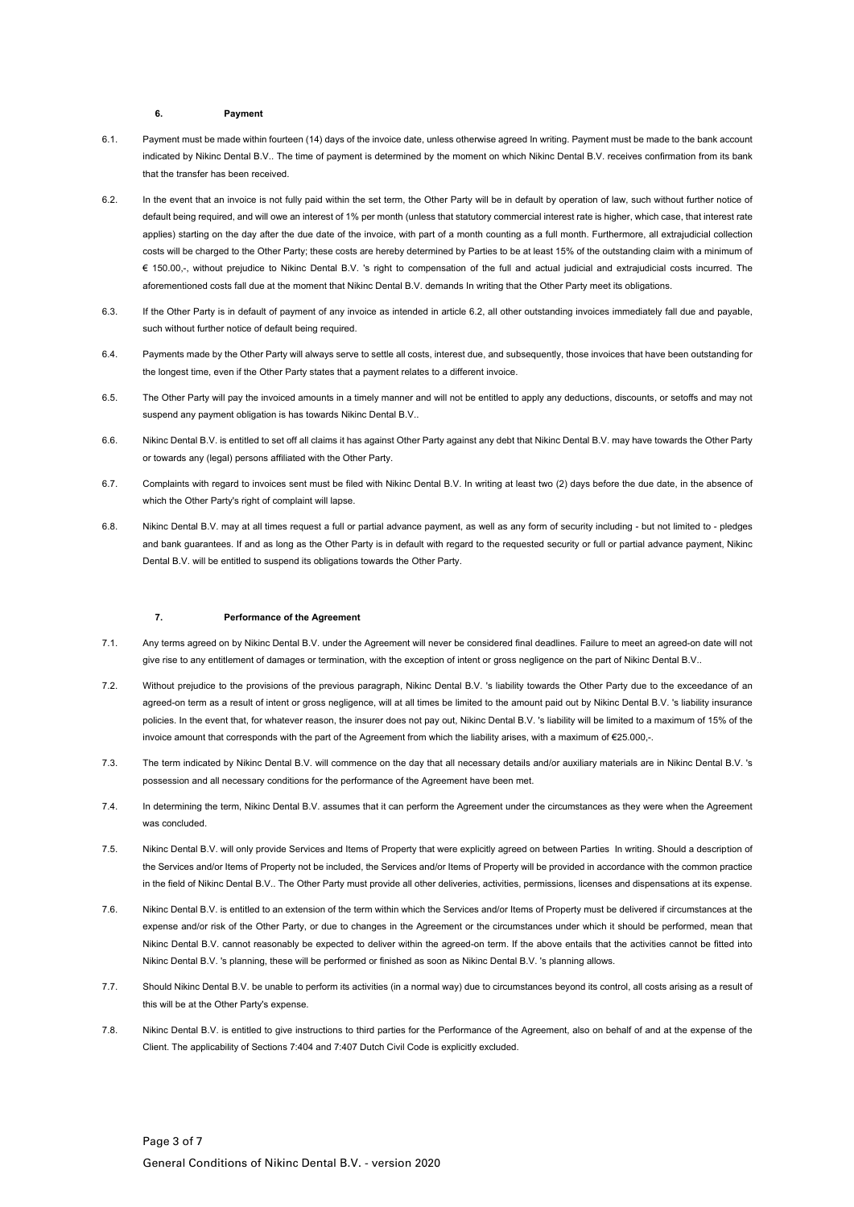## 6. Payment

6.1. Payment must be made within fourteen (14) days of the invoice date, unless otherwise agreed In writing. Payment must be made to the bank account indicated by Nikinc Dental B.V.. The time of payment is determined by the moment on which Nikinc Dental B.V. receives confirmation from its bank that the transfer has been received.

6.2. In the event that an invoice is not fully paid within the set term, the Other Party will be in default by operation of law, such without further notice of default being required, and will owe an interest of 1% per month (unless that statutory commercial interest rate is higher, which case, that interest rate applies) starting on the day after the due date of the invoice, with part of a month counting as a full month. Furthermore, all extrajudicial collection costs will be charged to the Other Party; these costs are hereby determined by Parties to be at least 15% of the outstanding claim with a minimum of € 150.00,-, without prejudice to Nikinc Dental B.V. 's right to compensation of the full and actual judicial and extrajudicial costs incurred. The aforementioned costs fall due at the moment that Nikinc Dental B.V. demands In writing that the Other Party meet its obligations.

6.3. If the Other Party is in default of payment of any invoice as intended in article 6.2, all other outstanding invoices immediately fall due and payable, such without further notice of default being required.

6.4. Payments made by the Other Party will always serve to settle all costs, interest due, and subsequently, those invoices that have been outstanding for the longest time, even if the Other Party states that a payment relates to a different invoice.

6.5. The Other Party will pay the invoiced amounts in a timely manner and will not be entitled to apply any deductions, discounts, or setoffs and may not suspend any payment obligation is has towards Nikinc Dental B.V..

6.6. Nikinc Dental B.V. is entitled to set off all claims it has against Other Party against any debt that Nikinc Dental B.V. may have towards the Other Party or towards any (legal) persons affiliated with the Other Party.

6.7. Complaints with regard to invoices sent must be filed with Nikinc Dental B.V. In writing at least two (2) days before the due date, in the absence of which the Other Party's right of complaint will lapse.

6.8. Nikinc Dental B.V. may at all times request a full or partial advance payment, as well as any form of security including - but not limited to - pledges and bank guarantees. If and as long as the Other Party is in default with regard to the requested security or full or partial advance payment, Nikinc Dental B.V. will be entitled to suspend its obligations towards the Other Party.

## 7. Performance of the Agreement

7.1. Any terms agreed on by Nikinc Dental B.V. under the Agreement will never be considered final deadlines. Failure to meet an agreed-on date will not give rise to any entitlement of damages or termination, with the exception of intent or gross negligence on the part of Nikinc Dental B.V..

7.2. Without prejudice to the provisions of the previous paragraph, Nikinc Dental B.V. 's liability towards the Other Party due to the exceedance of an agreed-on term as a result of intent or gross negligence, will at all times be limited to the amount paid out by Nikinc Dental B.V. 's liability insurance policies. In the event that, for whatever reason, the insurer does not pay out, Nikinc Dental B.V. 's liability will be limited to a maximum of 15% of the invoice amount that corresponds with the part of the Agreement from which the liability arises, with a maximum of €25.000,-.

7.3. The term indicated by Nikinc Dental B.V. will commence on the day that all necessary details and/or auxiliary materials are in Nikinc Dental B.V. 's possession and all necessary conditions for the performance of the Agreement have been met.

7.4. In determining the term, Nikinc Dental B.V. assumes that it can perform the Agreement under the circumstances as they were when the Agreement was concluded.

7.5. Nikinc Dental B.V. will only provide Services and Items of Property that were explicitly agreed on between Parties In writing. Should a description of the Services and/or Items of Property not be included, the Services and/or Items of Property will be provided in accordance with the common practice in the field of Nikinc Dental B.V.. The Other Party must provide all other deliveries, activities, permissions, licenses and dispensations at its expense.

7.6. Nikinc Dental B.V. is entitled to an extension of the term within which the Services and/or Items of Property must be delivered if circumstances at the expense and/or risk of the Other Party, or due to changes in the Agreement or the circumstances under which it should be performed, mean that Nikinc Dental B.V. cannot reasonably be expected to deliver within the agreed-on term. If the above entails that the activities cannot be fitted into Nikinc Dental B.V. 's planning, these will be performed or finished as soon as Nikinc Dental B.V. 's planning allows.

7.7. Should Nikinc Dental B.V. be unable to perform its activities (in a normal way) due to circumstances beyond its control, all costs arising as a result of this will be at the Other Party's expense.

7.8. Nikinc Dental B.V. is entitled to give instructions to third parties for the Performance of the Agreement, also on behalf of and at the expense of the Client. The applicability of Sections 7:404 and 7:407 Dutch Civil Code is explicitly excluded.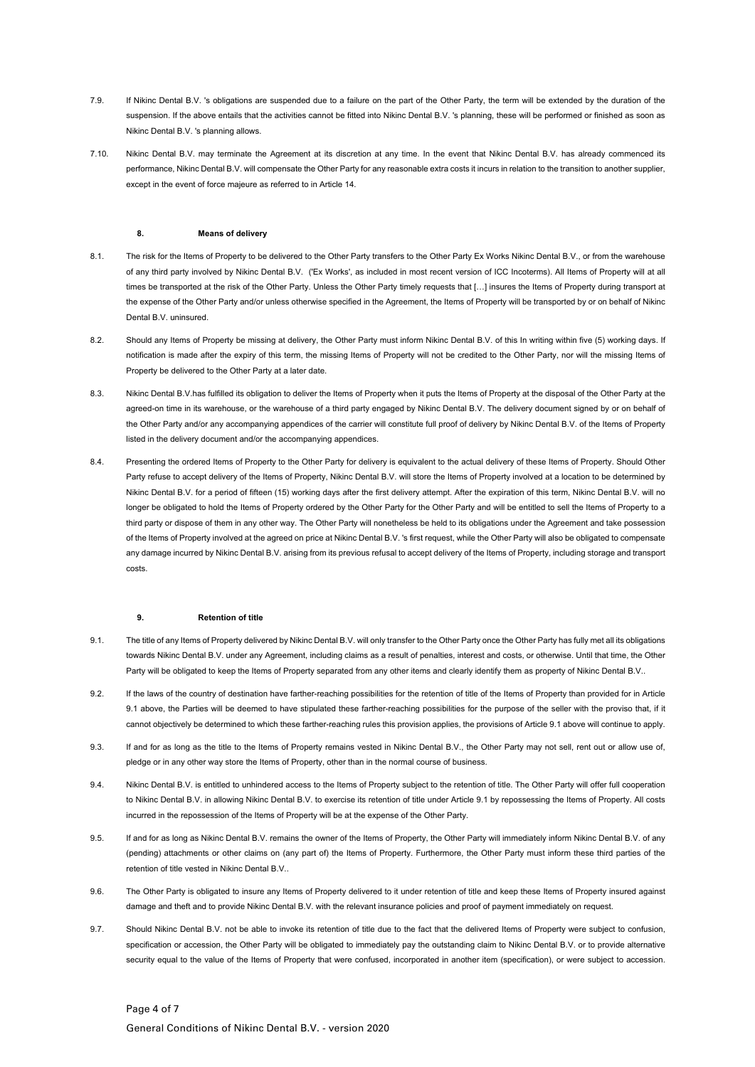7.9. If Nikinc Dental B.V. 's obligations are suspended due to a failure on the part of the Other Party, the term will be extended by the duration of the suspension. If the above entails that the activities cannot be fitted into Nikinc Dental B.V. 's planning, these will be performed or finished as soon as Nikinc Dental B.V. 's planning allows.

7.10. Nikinc Dental B.V. may terminate the Agreement at its discretion at any time. In the event that Nikinc Dental B.V. has already commenced its performance, Nikinc Dental B.V. will compensate the Other Party for any reasonable extra costs it incurs in relation to the transition to another supplier, except in the event of force majeure as referred to in Article 14.

## 8. Means of delivery

8.1. The risk for the Items of Property to be delivered to the Other Party transfers to the Other Party Ex Works Nikinc Dental B.V., or from the warehouse of any third party involved by Nikinc Dental B.V. ('Ex Works', as included in most recent version of ICC Incoterms). All Items of Property will at all times be transported at the risk of the Other Party. Unless the Other Party timely requests that […] insures the Items of Property during transport at the expense of the Other Party and/or unless otherwise specified in the Agreement, the Items of Property will be transported by or on behalf of Nikinc Dental B.V. uninsured.

8.2. Should any Items of Property be missing at delivery, the Other Party must inform Nikinc Dental B.V. of this In writing within five (5) working days. If notification is made after the expiry of this term, the missing Items of Property will not be credited to the Other Party, nor will the missing Items of Property be delivered to the Other Party at a later date.

8.3. Nikinc Dental B.V.has fulfilled its obligation to deliver the Items of Property when it puts the Items of Property at the disposal of the Other Party at the agreed-on time in its warehouse, or the warehouse of a third party engaged by Nikinc Dental B.V. The delivery document signed by or on behalf of the Other Party and/or any accompanying appendices of the carrier will constitute full proof of delivery by Nikinc Dental B.V. of the Items of Property listed in the delivery document and/or the accompanying appendices.

8.4. Presenting the ordered Items of Property to the Other Party for delivery is equivalent to the actual delivery of these Items of Property. Should Other Party refuse to accept delivery of the Items of Property, Nikinc Dental B.V. will store the Items of Property involved at a location to be determined by Nikinc Dental B.V. for a period of fifteen (15) working days after the first delivery attempt. After the expiration of this term, Nikinc Dental B.V. will no longer be obligated to hold the Items of Property ordered by the Other Party for the Other Party and will be entitled to sell the Items of Property to a third party or dispose of them in any other way. The Other Party will nonetheless be held to its obligations under the Agreement and take possession of the Items of Property involved at the agreed on price at Nikinc Dental B.V. 's first request, while the Other Party will also be obligated to compensate any damage incurred by Nikinc Dental B.V. arising from its previous refusal to accept delivery of the Items of Property, including storage and transport costs.

## 9. Retention of title

9.1. The title of any Items of Property delivered by Nikinc Dental B.V. will only transfer to the Other Party once the Other Party has fully met all its obligations towards Nikinc Dental B.V. under any Agreement, including claims as a result of penalties, interest and costs, or otherwise. Until that time, the Other Party will be obligated to keep the Items of Property separated from any other items and clearly identify them as property of Nikinc Dental B.V..

9.2. If the laws of the country of destination have farther-reaching possibilities for the retention of title of the Items of Property than provided for in Article 9.1 above, the Parties will be deemed to have stipulated these farther-reaching possibilities for the purpose of the seller with the proviso that, if it cannot objectively be determined to which these farther-reaching rules this provision applies, the provisions of Article 9.1 above will continue to apply.

9.3. If and for as long as the title to the Items of Property remains vested in Nikinc Dental B.V., the Other Party may not sell, rent out or allow use of, pledge or in any other way store the Items of Property, other than in the normal course of business.

9.4. Nikinc Dental B.V. is entitled to unhindered access to the Items of Property subject to the retention of title. The Other Party will offer full cooperation to Nikinc Dental B.V. in allowing Nikinc Dental B.V. to exercise its retention of title under Article 9.1 by repossessing the Items of Property. All costs incurred in the repossession of the Items of Property will be at the expense of the Other Party.

9.5. If and for as long as Nikinc Dental B.V. remains the owner of the Items of Property, the Other Party will immediately inform Nikinc Dental B.V. of any (pending) attachments or other claims on (any part of) the Items of Property. Furthermore, the Other Party must inform these third parties of the retention of title vested in Nikinc Dental B.V..

9.6. The Other Party is obligated to insure any Items of Property delivered to it under retention of title and keep these Items of Property insured against damage and theft and to provide Nikinc Dental B.V. with the relevant insurance policies and proof of payment immediately on request.

9.7. Should Nikinc Dental B.V. not be able to invoke its retention of title due to the fact that the delivered Items of Property were subject to confusion, specification or accession, the Other Party will be obligated to immediately pay the outstanding claim to Nikinc Dental B.V. or to provide alternative security equal to the value of the Items of Property that were confused, incorporated in another item (specification), or were subject to accession.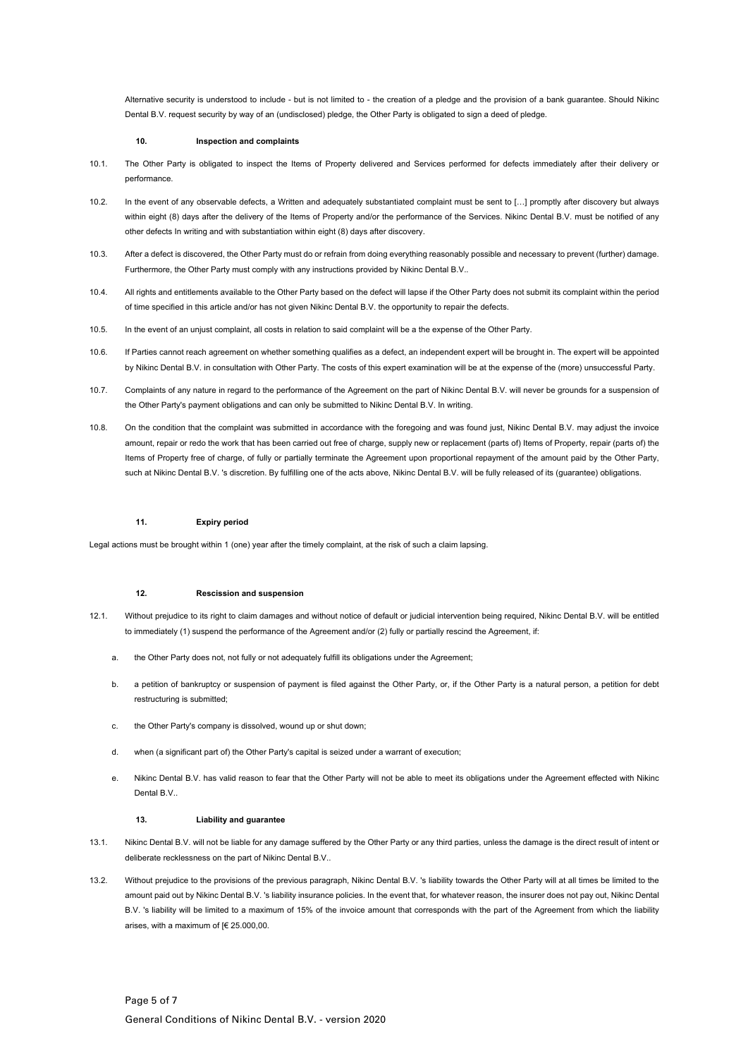Alternative security is understood to include - but is not limited to - the creation of a pledge and the provision of a bank guarantee. Should Nikinc Dental B.V. request security by way of an (undisclosed) pledge, the Other Party is obligated to sign a deed of pledge.

### 10. Inspection and complaints

10.1. The Other Party is obligated to inspect the Items of Property delivered and Services performed for defects immediately after their delivery or performance.

10.2. In the event of any observable defects, a Written and adequately substantiated complaint must be sent to […] promptly after discovery but always within eight (8) days after the delivery of the Items of Property and/or the performance of the Services. Nikinc Dental B.V. must be notified of any other defects In writing and with substantiation within eight (8) days after discovery.

10.3. After a defect is discovered, the Other Party must do or refrain from doing everything reasonably possible and necessary to prevent (further) damage. Furthermore, the Other Party must comply with any instructions provided by Nikinc Dental B.V..

10.4. All rights and entitlements available to the Other Party based on the defect will lapse if the Other Party does not submit its complaint within the period of time specified in this article and/or has not given Nikinc Dental B.V. the opportunity to repair the defects.

10.5. In the event of an unjust complaint, all costs in relation to said complaint will be a the expense of the Other Party.

10.6. If Parties cannot reach agreement on whether something qualifies as a defect, an independent expert will be brought in. The expert will be appointed by Nikinc Dental B.V. in consultation with Other Party. The costs of this expert examination will be at the expense of the (more) unsuccessful Party.

10.7. Complaints of any nature in regard to the performance of the Agreement on the part of Nikinc Dental B.V. will never be grounds for a suspension of the Other Party's payment obligations and can only be submitted to Nikinc Dental B.V. In writing.

10.8. On the condition that the complaint was submitted in accordance with the foregoing and was found just, Nikinc Dental B.V. may adjust the invoice amount, repair or redo the work that has been carried out free of charge, supply new or replacement (parts of) Items of Property, repair (parts of) the Items of Property free of charge, of fully or partially terminate the Agreement upon proportional repayment of the amount paid by the Other Party, such at Nikinc Dental B.V. 's discretion. By fulfilling one of the acts above, Nikinc Dental B.V. will be fully released of its (guarantee) obligations.

### 11. Expiry period

Legal actions must be brought within 1 (one) year after the timely complaint, at the risk of such a claim lapsing.

### 12. Rescission and suspension

12.1. Without prejudice to its right to claim damages and without notice of default or judicial intervention being required, Nikinc Dental B.V. will be entitled to immediately (1) suspend the performance of the Agreement and/or (2) fully or partially rescind the Agreement, if:

a. the Other Party does not, not fully or not adequately fulfill its obligations under the Agreement;

b. a petition of bankruptcy or suspension of payment is filed against the Other Party, or, if the Other Party is a natural person, a petition for debt restructuring is submitted;

c. the Other Party's company is dissolved, wound up or shut down;

d. when (a significant part of) the Other Party's capital is seized under a warrant of execution;

e. Nikinc Dental B.V. has valid reason to fear that the Other Party will not be able to meet its obligations under the Agreement effected with Nikinc Dental B.V..

### 13. Liability and guarantee

13.1. Nikinc Dental B.V. will not be liable for any damage suffered by the Other Party or any third parties, unless the damage is the direct result of intent or deliberate recklessness on the part of Nikinc Dental B.V..

13.2. Without prejudice to the provisions of the previous paragraph, Nikinc Dental B.V. 's liability towards the Other Party will at all times be limited to the amount paid out by Nikinc Dental B.V. 's liability insurance policies. In the event that, for whatever reason, the insurer does not pay out, Nikinc Dental B.V. 's liability will be limited to a maximum of 15% of the invoice amount that corresponds with the part of the Agreement from which the liability arises, with a maximum of [€ 25.000,00.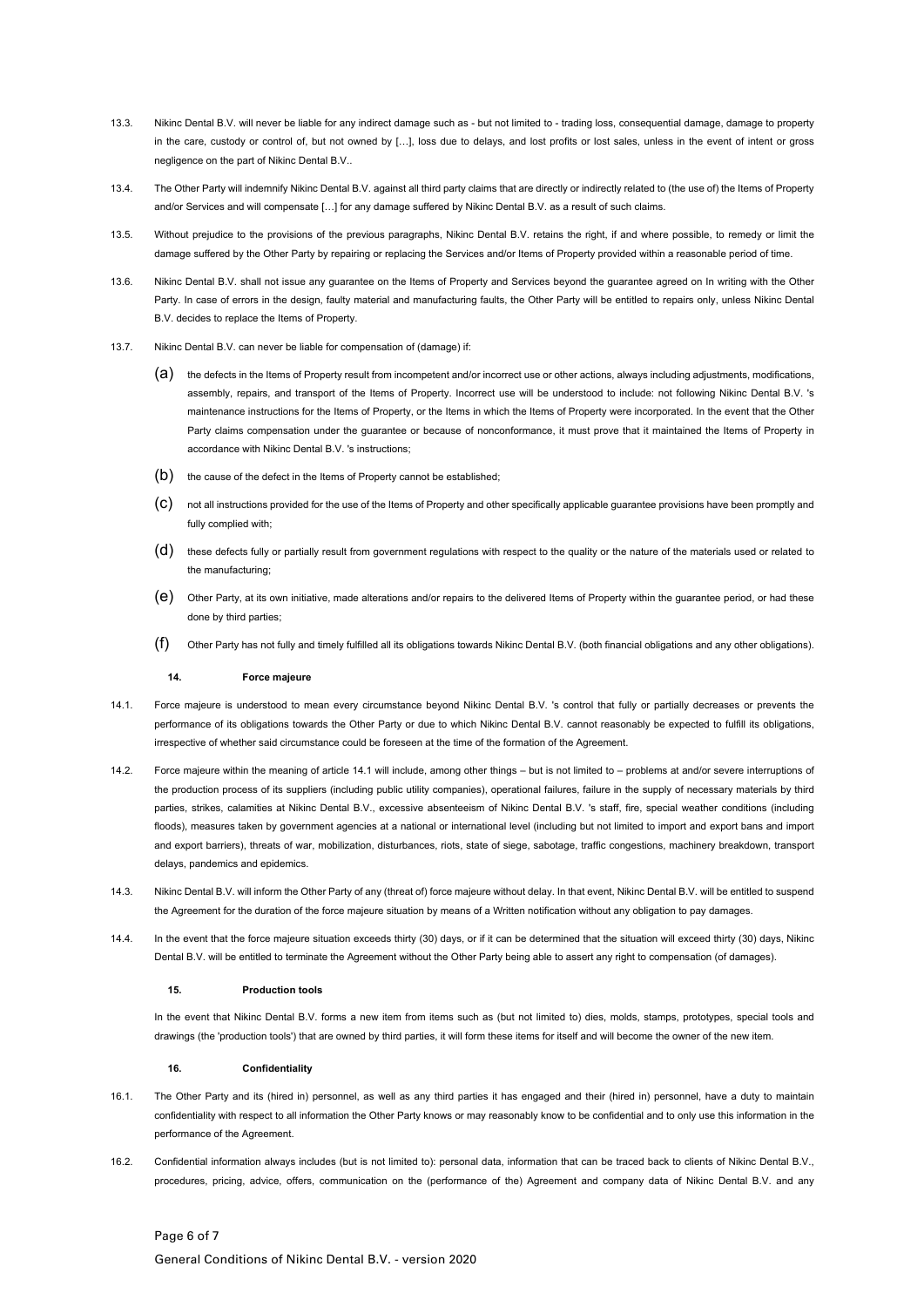13.3. Nikinc Dental B.V. will never be liable for any indirect damage such as - but not limited to - trading loss, consequential damage, damage to property in the care, custody or control of, but not owned by […], loss due to delays, and lost profits or lost sales, unless in the event of intent or gross negligence on the part of Nikinc Dental B.V..

13.4. The Other Party will indemnify Nikinc Dental B.V. against all third party claims that are directly or indirectly related to (the use of) the Items of Property and/or Services and will compensate […] for any damage suffered by Nikinc Dental B.V. as a result of such claims.

13.5. Without prejudice to the provisions of the previous paragraphs, Nikinc Dental B.V. retains the right, if and where possible, to remedy or limit the damage suffered by the Other Party by repairing or replacing the Services and/or Items of Property provided within a reasonable period of time.

13.6. Nikinc Dental B.V. shall not issue any guarantee on the Items of Property and Services beyond the guarantee agreed on In writing with the Other Party. In case of errors in the design, faulty material and manufacturing faults, the Other Party will be entitled to repairs only, unless Nikinc Dental B.V. decides to replace the Items of Property.

13.7. Nikinc Dental B.V. can never be liable for compensation of (damage) if:

(a) the defects in the Items of Property result from incompetent and/or incorrect use or other actions, always including adjustments, modifications, assembly, repairs, and transport of the Items of Property. Incorrect use will be understood to include: not following Nikinc Dental B.V. 's maintenance instructions for the Items of Property, or the Items in which the Items of Property were incorporated. In the event that the Other Party claims compensation under the guarantee or because of nonconformance, it must prove that it maintained the Items of Property in accordance with Nikinc Dental B.V. 's instructions;

(b) the cause of the defect in the Items of Property cannot be established;

(c) not all instructions provided for the use of the Items of Property and other specifically applicable guarantee provisions have been promptly and fully complied with;

(d) these defects fully or partially result from government regulations with respect to the quality or the nature of the materials used or related to the manufacturing;

(e) Other Party, at its own initiative, made alterations and/or repairs to the delivered Items of Property within the guarantee period, or had these done by third parties;

(f) Other Party has not fully and timely fulfilled all its obligations towards Nikinc Dental B.V. (both financial obligations and any other obligations).

### 14. Force majeure

14.1. Force majeure is understood to mean every circumstance beyond Nikinc Dental B.V. 's control that fully or partially decreases or prevents the performance of its obligations towards the Other Party or due to which Nikinc Dental B.V. cannot reasonably be expected to fulfill its obligations, irrespective of whether said circumstance could be foreseen at the time of the formation of the Agreement.

14.2. Force majeure within the meaning of article 14.1 will include, among other things – but is not limited to – problems at and/or severe interruptions of the production process of its suppliers (including public utility companies), operational failures, failure in the supply of necessary materials by third parties, strikes, calamities at Nikinc Dental B.V., excessive absenteeism of Nikinc Dental B.V. 's staff, fire, special weather conditions (including floods), measures taken by government agencies at a national or international level (including but not limited to import and export bans and import and export barriers), threats of war, mobilization, disturbances, riots, state of siege, sabotage, traffic congestions, machinery breakdown, transport delays, pandemics and epidemics.

14.3. Nikinc Dental B.V. will inform the Other Party of any (threat of) force majeure without delay. In that event, Nikinc Dental B.V. will be entitled to suspend the Agreement for the duration of the force majeure situation by means of a Written notification without any obligation to pay damages.

14.4. In the event that the force majeure situation exceeds thirty (30) days, or if it can be determined that the situation will exceed thirty (30) days, Nikinc Dental B.V. will be entitled to terminate the Agreement without the Other Party being able to assert any right to compensation (of damages).

### 15. Production tools

In the event that Nikinc Dental B.V. forms a new item from items such as (but not limited to) dies, molds, stamps, prototypes, special tools and drawings (the 'production tools') that are owned by third parties, it will form these items for itself and will become the owner of the new item.

### 16. Confidentiality

16.1. The Other Party and its (hired in) personnel, as well as any third parties it has engaged and their (hired in) personnel, have a duty to maintain confidentiality with respect to all information the Other Party knows or may reasonably know to be confidential and to only use this information in the performance of the Agreement.

16.2. Confidential information always includes (but is not limited to): personal data, information that can be traced back to clients of Nikinc Dental B.V., procedures, pricing, advice, offers, communication on the (performance of the) Agreement and company data of Nikinc Dental B.V. and any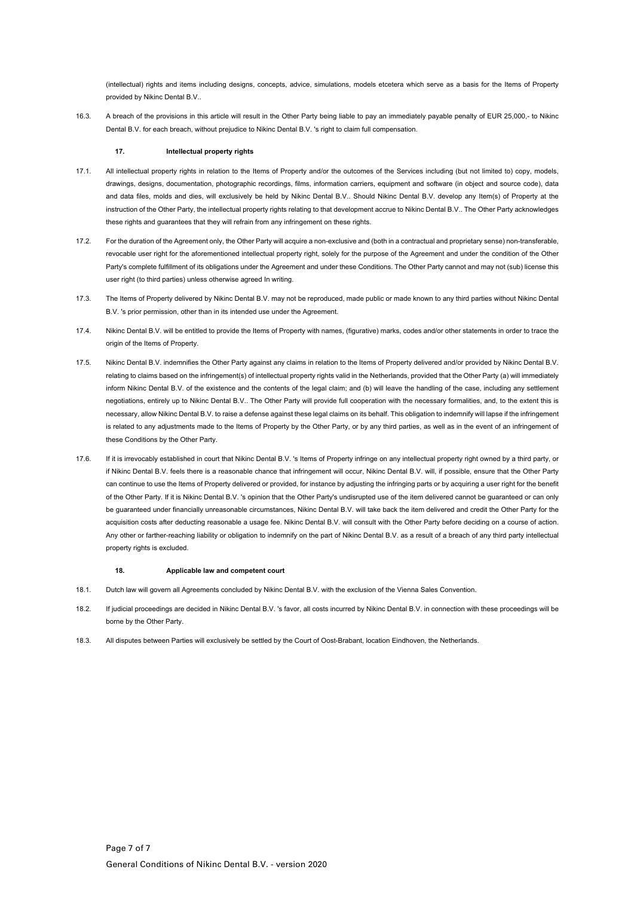(intellectual) rights and items including designs, concepts, advice, simulations, models etcetera which serve as a basis for the Items of Property provided by Nikinc Dental B.V..

16.3. A breach of the provisions in this article will result in the Other Party being liable to pay an immediately payable penalty of EUR 25,000,- to Nikinc Dental B.V. for each breach, without prejudice to Nikinc Dental B.V. 's right to claim full compensation.

## 17. Intellectual property rights

17.1. All intellectual property rights in relation to the Items of Property and/or the outcomes of the Services including (but not limited to) copy, models, drawings, designs, documentation, photographic recordings, films, information carriers, equipment and software (in object and source code), data and data files, molds and dies, will exclusively be held by Nikinc Dental B.V.. Should Nikinc Dental B.V. develop any Item(s) of Property at the instruction of the Other Party, the intellectual property rights relating to that development accrue to Nikinc Dental B.V.. The Other Party acknowledges these rights and guarantees that they will refrain from any infringement on these rights.

17.2. For the duration of the Agreement only, the Other Party will acquire a non-exclusive and (both in a contractual and proprietary sense) non-transferable, revocable user right for the aforementioned intellectual property right, solely for the purpose of the Agreement and under the condition of the Other Party's complete fulfillment of its obligations under the Agreement and under these Conditions. The Other Party cannot and may not (sub) license this user right (to third parties) unless otherwise agreed In writing.

17.3. The Items of Property delivered by Nikinc Dental B.V. may not be reproduced, made public or made known to any third parties without Nikinc Dental B.V. 's prior permission, other than in its intended use under the Agreement.

17.4. Nikinc Dental B.V. will be entitled to provide the Items of Property with names, (figurative) marks, codes and/or other statements in order to trace the origin of the Items of Property.

17.5. Nikinc Dental B.V. indemnifies the Other Party against any claims in relation to the Items of Property delivered and/or provided by Nikinc Dental B.V. relating to claims based on the infringement(s) of intellectual property rights valid in the Netherlands, provided that the Other Party (a) will immediately inform Nikinc Dental B.V. of the existence and the contents of the legal claim; and (b) will leave the handling of the case, including any settlement negotiations, entirely up to Nikinc Dental B.V.. The Other Party will provide full cooperation with the necessary formalities, and, to the extent this is necessary, allow Nikinc Dental B.V. to raise a defense against these legal claims on its behalf. This obligation to indemnify will lapse if the infringement is related to any adjustments made to the Items of Property by the Other Party, or by any third parties, as well as in the event of an infringement of these Conditions by the Other Party.

17.6. If it is irrevocably established in court that Nikinc Dental B.V. 's Items of Property infringe on any intellectual property right owned by a third party, or if Nikinc Dental B.V. feels there is a reasonable chance that infringement will occur, Nikinc Dental B.V. will, if possible, ensure that the Other Party can continue to use the Items of Property delivered or provided, for instance by adjusting the infringing parts or by acquiring a user right for the benefit of the Other Party. If it is Nikinc Dental B.V. 's opinion that the Other Party's undisrupted use of the item delivered cannot be guaranteed or can only be guaranteed under financially unreasonable circumstances, Nikinc Dental B.V. will take back the item delivered and credit the Other Party for the acquisition costs after deducting reasonable a usage fee. Nikinc Dental B.V. will consult with the Other Party before deciding on a course of action. Any other or farther-reaching liability or obligation to indemnify on the part of Nikinc Dental B.V. as a result of a breach of any third party intellectual property rights is excluded.

## 18. Applicable law and competent court

18.1. Dutch law will govern all Agreements concluded by Nikinc Dental B.V. with the exclusion of the Vienna Sales Convention.

18.2. If judicial proceedings are decided in Nikinc Dental B.V. 's favor, all costs incurred by Nikinc Dental B.V. in connection with these proceedings will be borne by the Other Party.

18.3. All disputes between Parties will exclusively be settled by the Court of Oost-Brabant, location Eindhoven, the Netherlands.